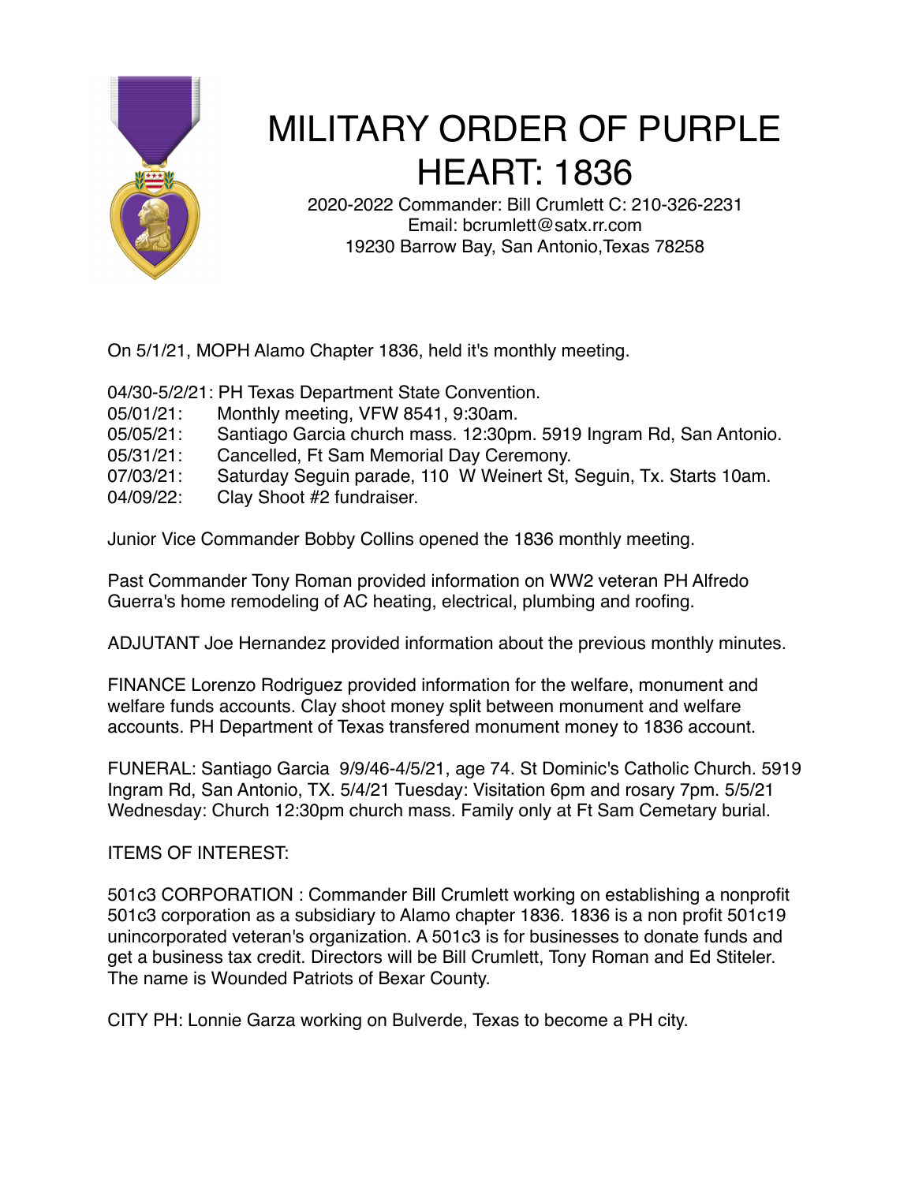# MILITARY ORDER OF PURPLE HEART: 1836

2020-2022 Commander: Bill Crumlett C: 210-326-2231
Email: bcrumlett@satx.rr.com
19230 Barrow Bay, San Antonio,Texas 78258

On 5/1/21, MOPH Alamo Chapter 1836, held it's monthly meeting.

04/30-5/2/21: PH Texas Department State Convention.
05/01/21: Monthly meeting, VFW 8541, 9:30am.
05/05/21: Santiago Garcia church mass. 12:30pm. 5919 Ingram Rd, San Antonio.
05/31/21: Cancelled, Ft Sam Memorial Day Ceremony.
07/03/21: Saturday Seguin parade, 110 W Weinert St, Seguin, Tx. Starts 10am.
04/09/22: Clay Shoot #2 fundraiser.

Junior Vice Commander Bobby Collins opened the 1836 monthly meeting.

Past Commander Tony Roman provided information on WW2 veteran PH Alfredo Guerra's home remodeling of AC heating, electrical, plumbing and roofing.

ADJUTANT Joe Hernandez provided information about the previous monthly minutes.

FINANCE Lorenzo Rodriguez provided information for the welfare, monument and welfare funds accounts. Clay shoot money split between monument and welfare accounts. PH Department of Texas transfered monument money to 1836 account.

FUNERAL: Santiago Garcia 9/9/46-4/5/21, age 74. St Dominic's Catholic Church. 5919 Ingram Rd, San Antonio, TX. 5/4/21 Tuesday: Visitation 6pm and rosary 7pm. 5/5/21 Wednesday: Church 12:30pm church mass. Family only at Ft Sam Cemetary burial.

ITEMS OF INTEREST:

501c3 CORPORATION : Commander Bill Crumlett working on establishing a nonprofit 501c3 corporation as a subsidiary to Alamo chapter 1836. 1836 is a non profit 501c19 unincorporated veteran's organization. A 501c3 is for businesses to donate funds and get a business tax credit. Directors will be Bill Crumlett, Tony Roman and Ed Stiteler. The name is Wounded Patriots of Bexar County.

CITY PH: Lonnie Garza working on Bulverde, Texas to become a PH city.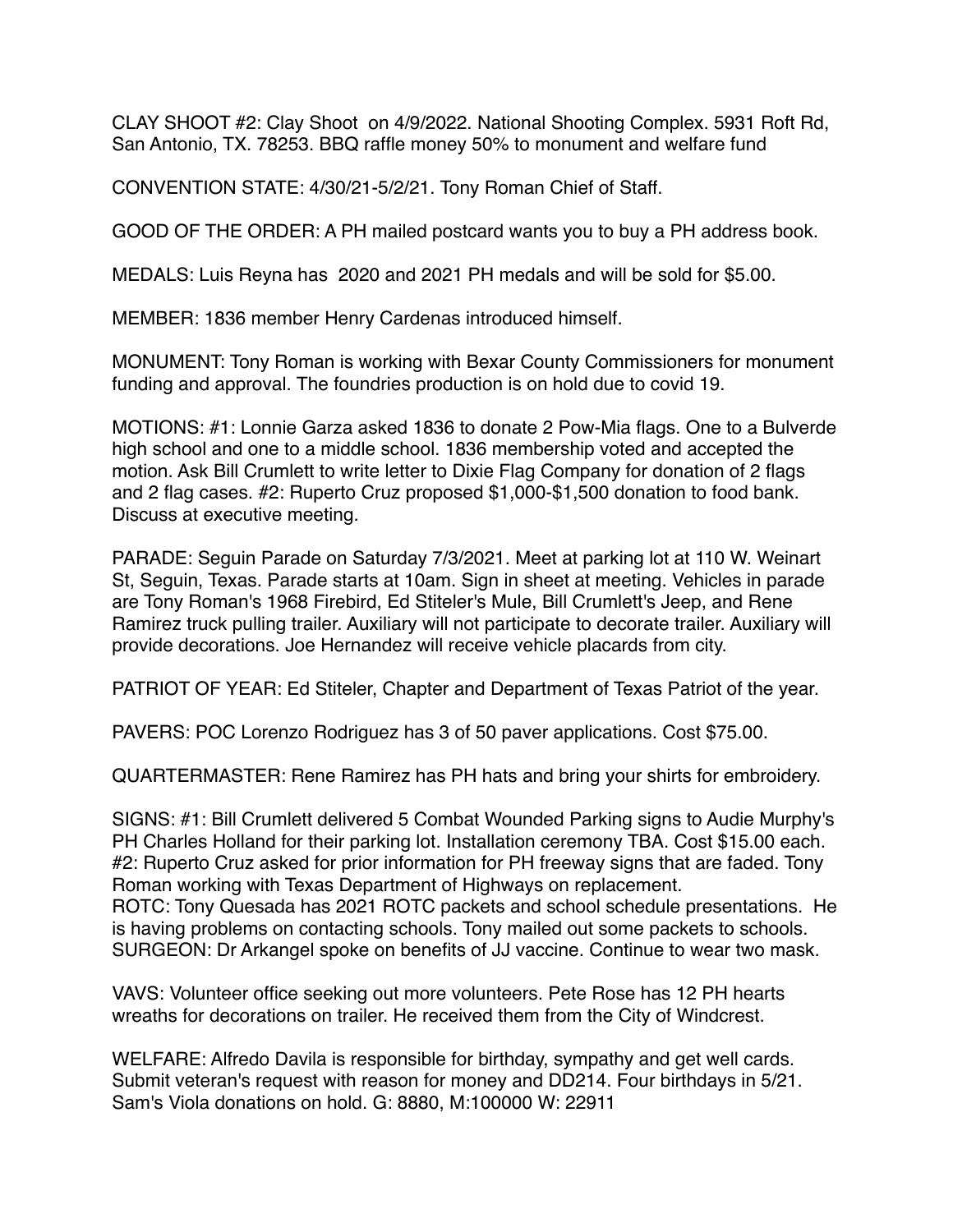CLAY SHOOT #2: Clay Shoot  on 4/9/2022. National Shooting Complex. 5931 Roft Rd, San Antonio, TX. 78253. BBQ raffle money 50% to monument and welfare fund

CONVENTION STATE: 4/30/21-5/2/21. Tony Roman Chief of Staff.

GOOD OF THE ORDER: A PH mailed postcard wants you to buy a PH address book.

MEDALS: Luis Reyna has  2020 and 2021 PH medals and will be sold for $5.00.

MEMBER: 1836 member Henry Cardenas introduced himself.

MONUMENT: Tony Roman is working with Bexar County Commissioners for monument funding and approval. The foundries production is on hold due to covid 19.

MOTIONS: #1: Lonnie Garza asked 1836 to donate 2 Pow-Mia flags. One to a Bulverde high school and one to a middle school. 1836 membership voted and accepted the motion. Ask Bill Crumlett to write letter to Dixie Flag Company for donation of 2 flags and 2 flag cases. #2: Ruperto Cruz proposed $1,000-$1,500 donation to food bank. Discuss at executive meeting.

PARADE: Seguin Parade on Saturday 7/3/2021. Meet at parking lot at 110 W. Weinart St, Seguin, Texas. Parade starts at 10am. Sign in sheet at meeting. Vehicles in parade are Tony Roman's 1968 Firebird, Ed Stiteler's Mule, Bill Crumlett's Jeep, and Rene Ramirez truck pulling trailer. Auxiliary will not participate to decorate trailer. Auxiliary will provide decorations. Joe Hernandez will receive vehicle placards from city.

PATRIOT OF YEAR: Ed Stiteler, Chapter and Department of Texas Patriot of the year.

PAVERS: POC Lorenzo Rodriguez has 3 of 50 paver applications. Cost $75.00.

QUARTERMASTER: Rene Ramirez has PH hats and bring your shirts for embroidery.

SIGNS: #1: Bill Crumlett delivered 5 Combat Wounded Parking signs to Audie Murphy's PH Charles Holland for their parking lot. Installation ceremony TBA. Cost $15.00 each. #2: Ruperto Cruz asked for prior information for PH freeway signs that are faded. Tony Roman working with Texas Department of Highways on replacement.
ROTC: Tony Quesada has 2021 ROTC packets and school schedule presentations.  He is having problems on contacting schools. Tony mailed out some packets to schools.
SURGEON: Dr Arkangel spoke on benefits of JJ vaccine. Continue to wear two mask.

VAVS: Volunteer office seeking out more volunteers. Pete Rose has 12 PH hearts wreaths for decorations on trailer. He received them from the City of Windcrest.

WELFARE: Alfredo Davila is responsible for birthday, sympathy and get well cards. Submit veteran's request with reason for money and DD214. Four birthdays in 5/21. Sam's Viola donations on hold. G: 8880, M:100000 W: 22911